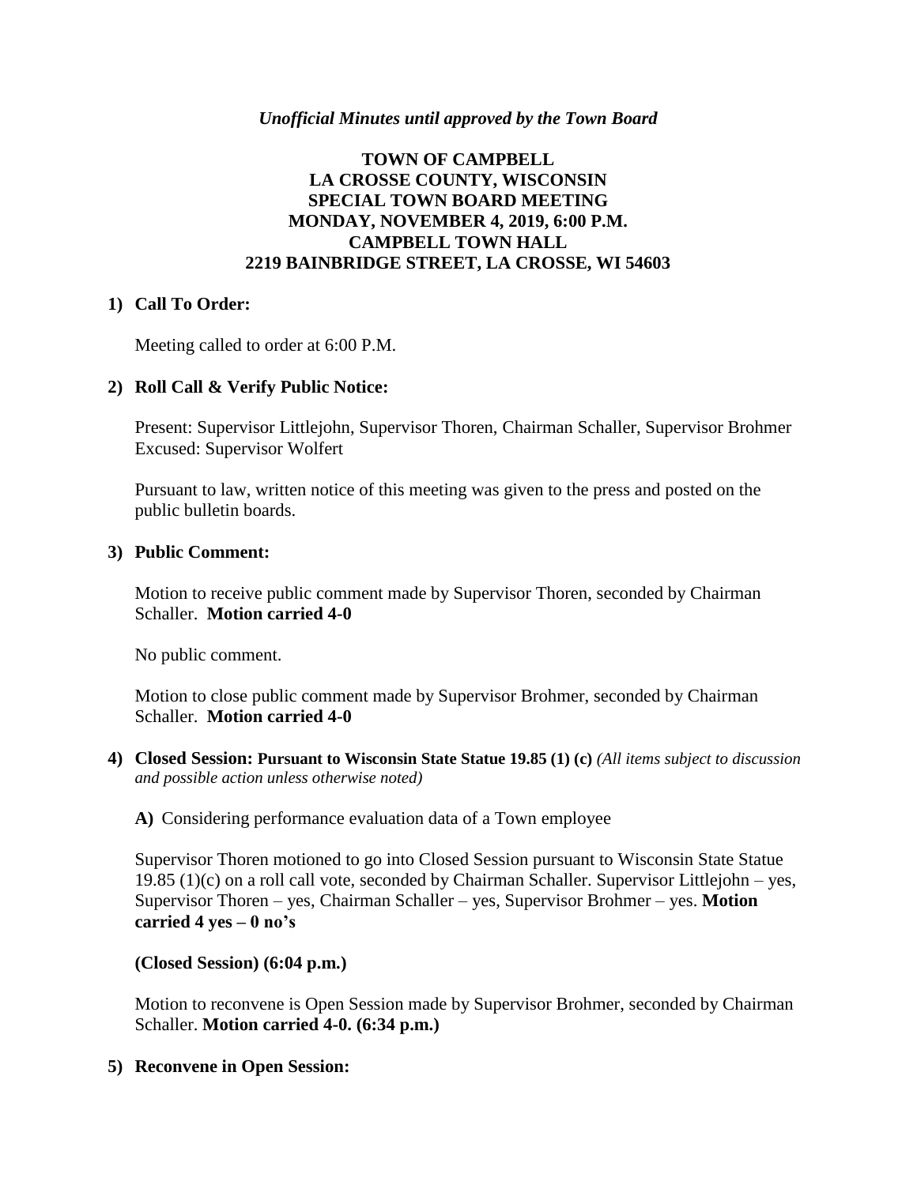*Unofficial Minutes until approved by the Town Board*

# TOWN OF CAMPBELL
# LA CROSSE COUNTY, WISCONSIN
# SPECIAL TOWN BOARD MEETING
# MONDAY, NOVEMBER 4, 2019, 6:00 P.M.
# CAMPBELL TOWN HALL
# 2219 BAINBRIDGE STREET, LA CROSSE, WI 54603

## 1) Call To Order:

Meeting called to order at 6:00 P.M.

## 2) Roll Call & Verify Public Notice:

Present: Supervisor Littlejohn, Supervisor Thoren, Chairman Schaller, Supervisor Brohmer
Excused: Supervisor Wolfert

Pursuant to law, written notice of this meeting was given to the press and posted on the public bulletin boards.

## 3) Public Comment:

Motion to receive public comment made by Supervisor Thoren, seconded by Chairman Schaller. **Motion carried 4-0**

No public comment.

Motion to close public comment made by Supervisor Brohmer, seconded by Chairman Schaller. **Motion carried 4-0**

## 4) Closed Session: Pursuant to Wisconsin State Statue 19.85 (1) (c) *(All items subject to discussion and possible action unless otherwise noted)*

**A)** Considering performance evaluation data of a Town employee

Supervisor Thoren motioned to go into Closed Session pursuant to Wisconsin State Statue 19.85 (1)(c) on a roll call vote, seconded by Chairman Schaller. Supervisor Littlejohn – yes, Supervisor Thoren – yes, Chairman Schaller – yes, Supervisor Brohmer – yes. **Motion carried 4 yes – 0 no's**

**(Closed Session) (6:04 p.m.)**

Motion to reconvene is Open Session made by Supervisor Brohmer, seconded by Chairman Schaller. **Motion carried 4-0. (6:34 p.m.)**

## 5) Reconvene in Open Session: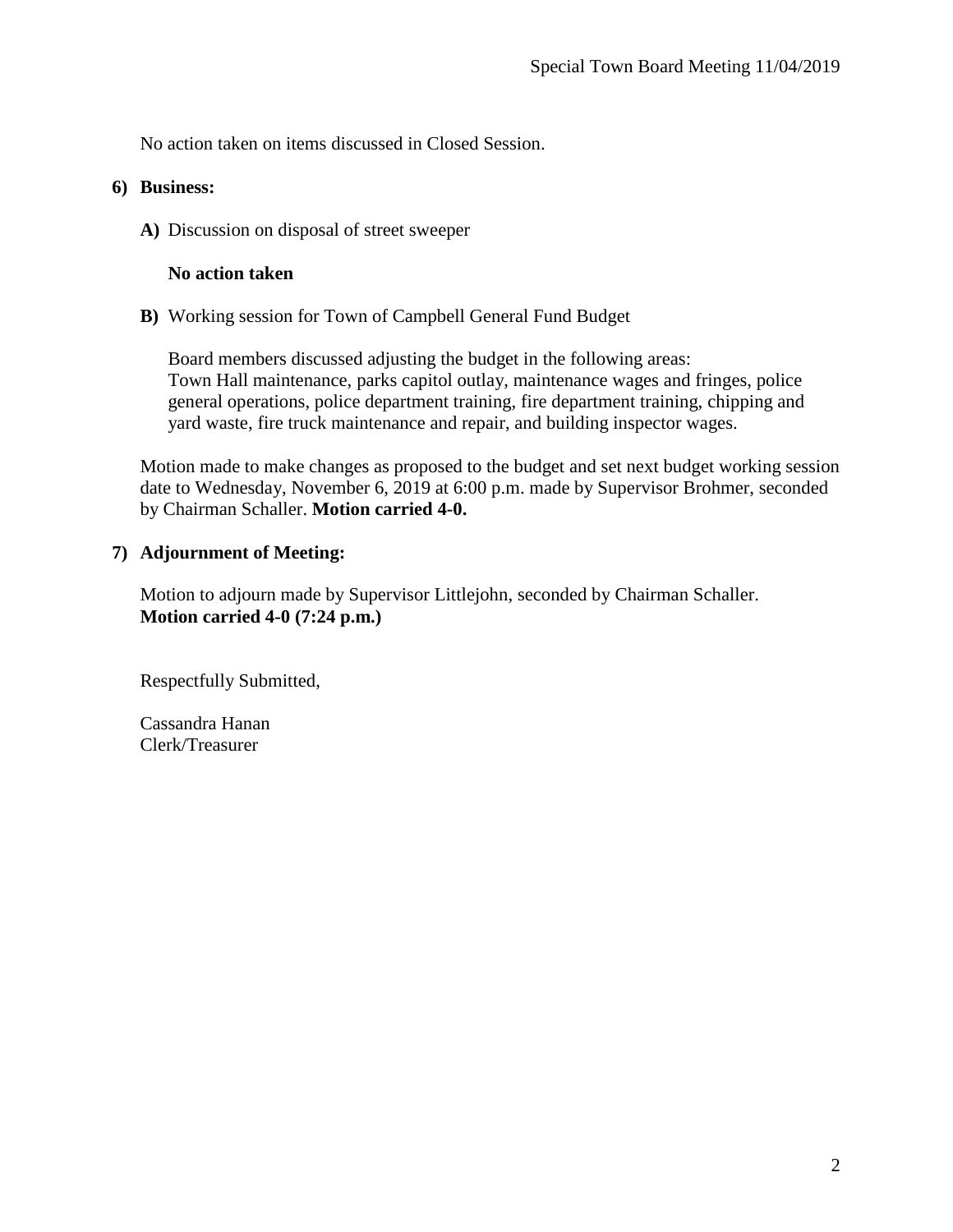No action taken on items discussed in Closed Session.

**6) Business:**

**A)** Discussion on disposal of street sweeper

**No action taken**

**B)** Working session for Town of Campbell General Fund Budget

Board members discussed adjusting the budget in the following areas:
Town Hall maintenance, parks capitol outlay, maintenance wages and fringes, police general operations, police department training, fire department training, chipping and yard waste, fire truck maintenance and repair, and building inspector wages.

Motion made to make changes as proposed to the budget and set next budget working session date to Wednesday, November 6, 2019 at 6:00 p.m. made by Supervisor Brohmer, seconded by Chairman Schaller. **Motion carried 4-0.**

**7) Adjournment of Meeting:**

Motion to adjourn made by Supervisor Littlejohn, seconded by Chairman Schaller.
**Motion carried 4-0 (7:24 p.m.)**

Respectfully Submitted,

Cassandra Hanan
Clerk/Treasurer